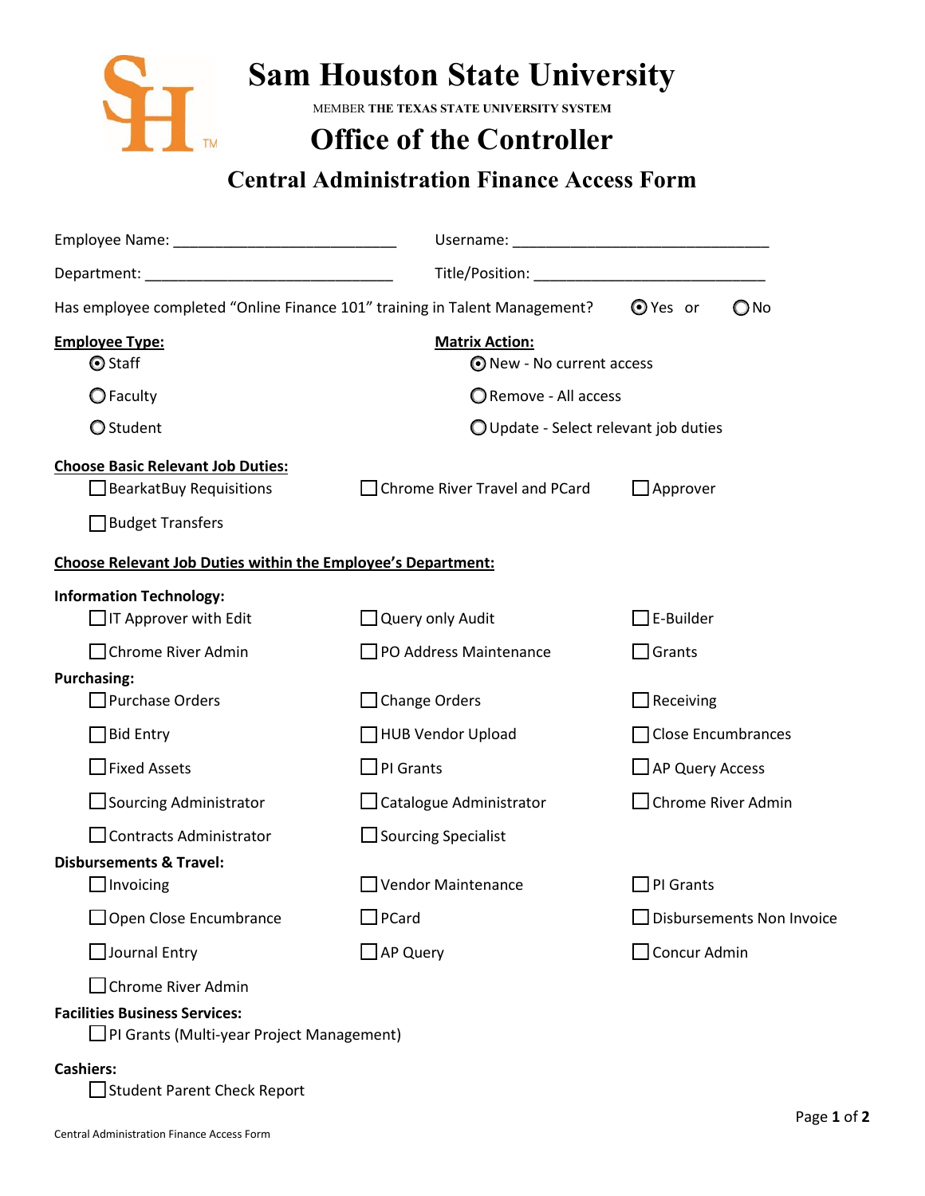# Sam Houston State University

MEMBER **THE TEXAS STATE UNIVERSITY SYSTEM**

## Office of the Controller

## Central Administration Finance Access Form

Employee Name: ___________________________ Username: ______________________________

Department: ______________________________ Title/Position: ___________________________

Has employee completed "Online Finance 101" training in Talent Management? ◉ Yes or ○ No

**Employee Type:**

- ◉ Staff
- ○ Faculty
- ○ Student

**Matrix Action:**

- ◉ New - No current access
- ○ Remove - All access
- ○ Update - Select relevant job duties

**Choose Basic Relevant Job Duties:**

- ☐ BearkatBuy Requisitions
- ☐ Chrome River Travel and PCard
- ☐ Approver
- ☐ Budget Transfers

**Choose Relevant Job Duties within the Employee's Department:**

**Information Technology:**

- ☐ IT Approver with Edit
- ☐ Query only Audit
- ☐ E-Builder
- ☐ Chrome River Admin
- ☐ PO Address Maintenance
- ☐ Grants

**Purchasing:**

- ☐ Purchase Orders
- ☐ Change Orders
- ☐ Receiving
- ☐ Bid Entry
- ☐ HUB Vendor Upload
- ☐ Close Encumbrances
- ☐ Fixed Assets
- ☐ PI Grants
- ☐ AP Query Access
- ☐ Sourcing Administrator
- ☐ Catalogue Administrator
- ☐ Chrome River Admin
- ☐ Contracts Administrator
- ☐ Sourcing Specialist

**Disbursements & Travel:**

- ☐ Invoicing
- ☐ Vendor Maintenance
- ☐ PI Grants
- ☐ Open Close Encumbrance
- ☐ PCard
- ☐ Disbursements Non Invoice
- ☐ Journal Entry
- ☐ AP Query
- ☐ Concur Admin
- ☐ Chrome River Admin

**Facilities Business Services:**

- ☐ PI Grants (Multi-year Project Management)

**Cashiers:**

- ☐ Student Parent Check Report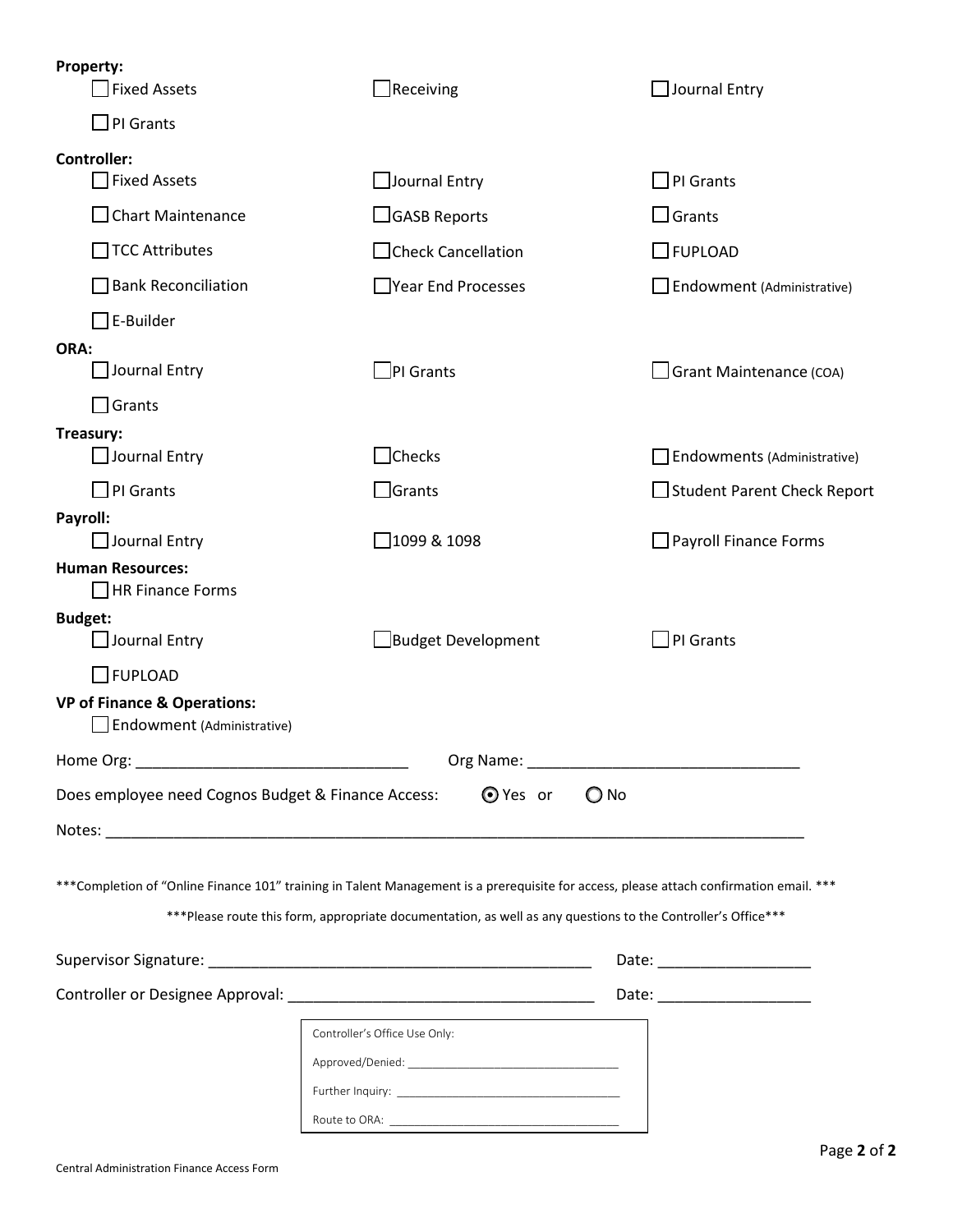**Property:**

- ☐ Fixed Assets
- ☐ Receiving
- ☐ Journal Entry
- ☐ PI Grants

**Controller:**

- ☐ Fixed Assets
- ☐ Journal Entry
- ☐ PI Grants
- ☐ Chart Maintenance
- ☐ GASB Reports
- ☐ Grants
- ☐ TCC Attributes
- ☐ Check Cancellation
- ☐ FUPLOAD
- ☐ Bank Reconciliation
- ☐ Year End Processes
- ☐ Endowment (Administrative)
- ☐ E-Builder

**ORA:**

- ☐ Journal Entry
- ☐ PI Grants
- ☐ Grant Maintenance (COA)
- ☐ Grants

**Treasury:**

- ☐ Journal Entry
- ☐ Checks
- ☐ Endowments (Administrative)
- ☐ PI Grants
- ☐ Grants
- ☐ Student Parent Check Report

**Payroll:**

- ☐ Journal Entry
- ☐ 1099 & 1098
- ☐ Payroll Finance Forms

**Human Resources:**

- ☐ HR Finance Forms

**Budget:**

- ☐ Journal Entry
- ☐ Budget Development
- ☐ PI Grants
- ☐ FUPLOAD

**VP of Finance & Operations:**

- ☐ Endowment (Administrative)

Home Org: ______________________________ Org Name: ______________________________

Does employee need Cognos Budget & Finance Access: ⦿ Yes or ○ No

Notes: ____________________________________________________________________________

***Completion of "Online Finance 101" training in Talent Management is a prerequisite for access, please attach confirmation email. ***

***Please route this form, appropriate documentation, as well as any questions to the Controller's Office***

Supervisor Signature: ___________________________________________ Date: _________________

Controller or Designee Approval: __________________________________ Date: _________________

Controller's Office Use Only:

Approved/Denied: ______________________________

Further Inquiry: ______________________________

Route to ORA: ______________________________

Central Administration Finance Access Form